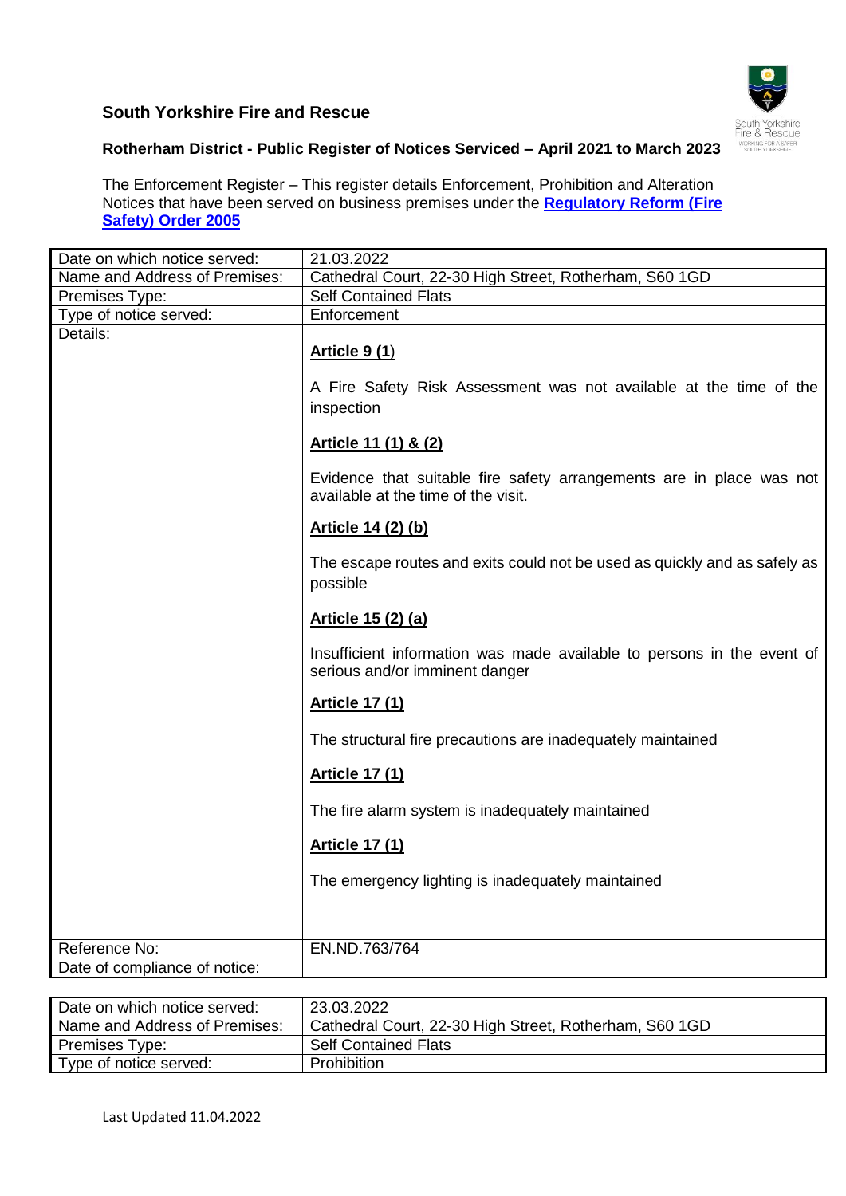## South Yorkshire Fire and Rescue

### Rotherham District - Public Register of Notices Serviced – April 2021 to March 2023

The Enforcement Register – This register details Enforcement, Prohibition and Alteration Notices that have been served on business premises under the **[Regulatory Reform (Fire Safety) Order 2005]()**

| Date on which notice served: | 21.03.2022 |
|---|---|
| Name and Address of Premises: | Cathedral Court, 22-30 High Street, Rotherham, S60 1GD |
| Premises Type: | Self Contained Flats |
| Type of notice served: | Enforcement |
| Details: | **Article 9 (1)**<br><br>A Fire Safety Risk Assessment was not available at the time of the inspection<br><br>**Article 11 (1) & (2)**<br><br>Evidence that suitable fire safety arrangements are in place was not available at the time of the visit.<br><br>**Article 14 (2) (b)**<br><br>The escape routes and exits could not be used as quickly and as safely as possible<br><br>**Article 15 (2) (a)**<br><br>Insufficient information was made available to persons in the event of serious and/or imminent danger<br><br>**Article 17 (1)**<br><br>The structural fire precautions are inadequately maintained<br><br>**Article 17 (1)**<br><br>The fire alarm system is inadequately maintained<br><br>**Article 17 (1)**<br><br>The emergency lighting is inadequately maintained |
| Reference No: | EN.ND.763/764 |
| Date of compliance of notice: | |

| Date on which notice served: | 23.03.2022 |
|---|---|
| Name and Address of Premises: | Cathedral Court, 22-30 High Street, Rotherham, S60 1GD |
| Premises Type: | Self Contained Flats |
| Type of notice served: | Prohibition |

Last Updated 11.04.2022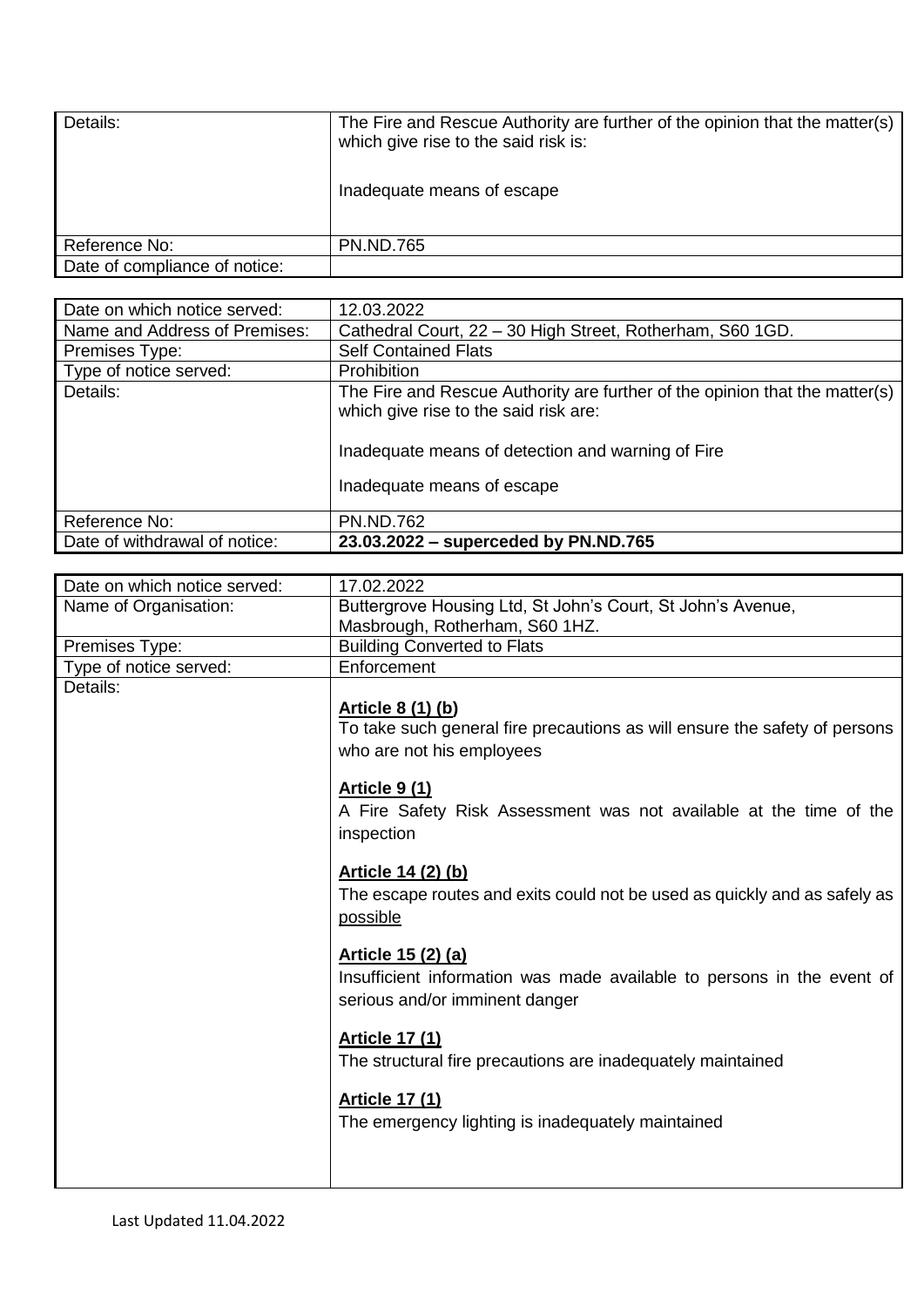| | |
|---|---|
| Details: | The Fire and Rescue Authority are further of the opinion that the matter(s) which give rise to the said risk is:<br><br>Inadequate means of escape |
| Reference No: | PN.ND.765 |
| Date of compliance of notice: | |

| | |
|---|---|
| Date on which notice served: | 12.03.2022 |
| Name and Address of Premises: | Cathedral Court, 22 – 30 High Street, Rotherham, S60 1GD. |
| Premises Type: | Self Contained Flats |
| Type of notice served: | Prohibition |
| Details: | The Fire and Rescue Authority are further of the opinion that the matter(s) which give rise to the said risk are:<br><br>Inadequate means of detection and warning of Fire<br><br>Inadequate means of escape |
| Reference No: | PN.ND.762 |
| Date of withdrawal of notice: | **23.03.2022 – superceded by PN.ND.765** |

| | |
|---|---|
| Date on which notice served: | 17.02.2022 |
| Name of Organisation: | Buttergrove Housing Ltd, St John's Court, St John's Avenue, Masbrough, Rotherham, S60 1HZ. |
| Premises Type: | Building Converted to Flats |
| Type of notice served: | Enforcement |
| Details: | **Article 8 (1) (b)**<br>To take such general fire precautions as will ensure the safety of persons who are not his employees<br><br>**Article 9 (1)**<br>A Fire Safety Risk Assessment was not available at the time of the inspection<br><br>**Article 14 (2) (b)**<br>The escape routes and exits could not be used as quickly and as safely as possible<br><br>**Article 15 (2) (a)**<br>Insufficient information was made available to persons in the event of serious and/or imminent danger<br><br>**Article 17 (1)**<br>The structural fire precautions are inadequately maintained<br><br>**Article 17 (1)**<br>The emergency lighting is inadequately maintained |

Last Updated 11.04.2022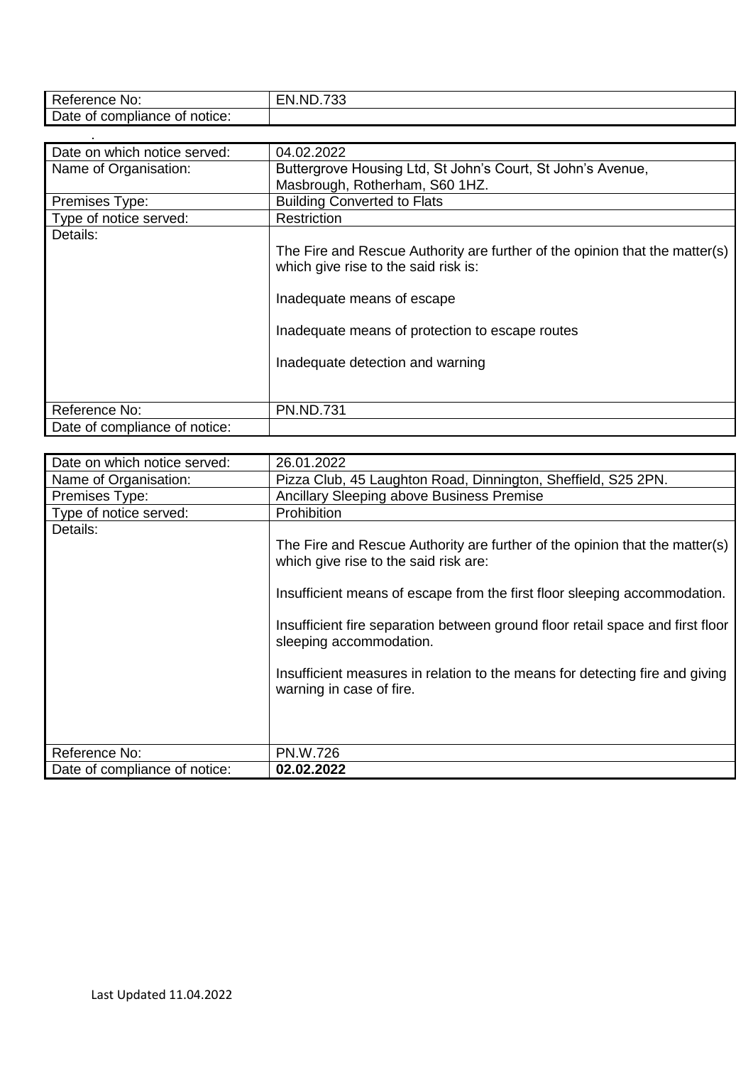| | |
|---|---|
| Reference No: | EN.ND.733 |
| Date of compliance of notice: | |

.

| | |
|---|---|
| Date on which notice served: | 04.02.2022 |
| Name of Organisation: | Buttergrove Housing Ltd, St John's Court, St John's Avenue, Masbrough, Rotherham, S60 1HZ. |
| Premises Type: | Building Converted to Flats |
| Type of notice served: | Restriction |
| Details: | The Fire and Rescue Authority are further of the opinion that the matter(s) which give rise to the said risk is:<br><br>Inadequate means of escape<br><br>Inadequate means of protection to escape routes<br><br>Inadequate detection and warning |
| Reference No: | PN.ND.731 |
| Date of compliance of notice: | |

| | |
|---|---|
| Date on which notice served: | 26.01.2022 |
| Name of Organisation: | Pizza Club, 45 Laughton Road, Dinnington, Sheffield, S25 2PN. |
| Premises Type: | Ancillary Sleeping above Business Premise |
| Type of notice served: | Prohibition |
| Details: | The Fire and Rescue Authority are further of the opinion that the matter(s) which give rise to the said risk are:<br><br>Insufficient means of escape from the first floor sleeping accommodation.<br><br>Insufficient fire separation between ground floor retail space and first floor sleeping accommodation.<br><br>Insufficient measures in relation to the means for detecting fire and giving warning in case of fire. |
| Reference No: | PN.W.726 |
| Date of compliance of notice: | **02.02.2022** |

Last Updated 11.04.2022